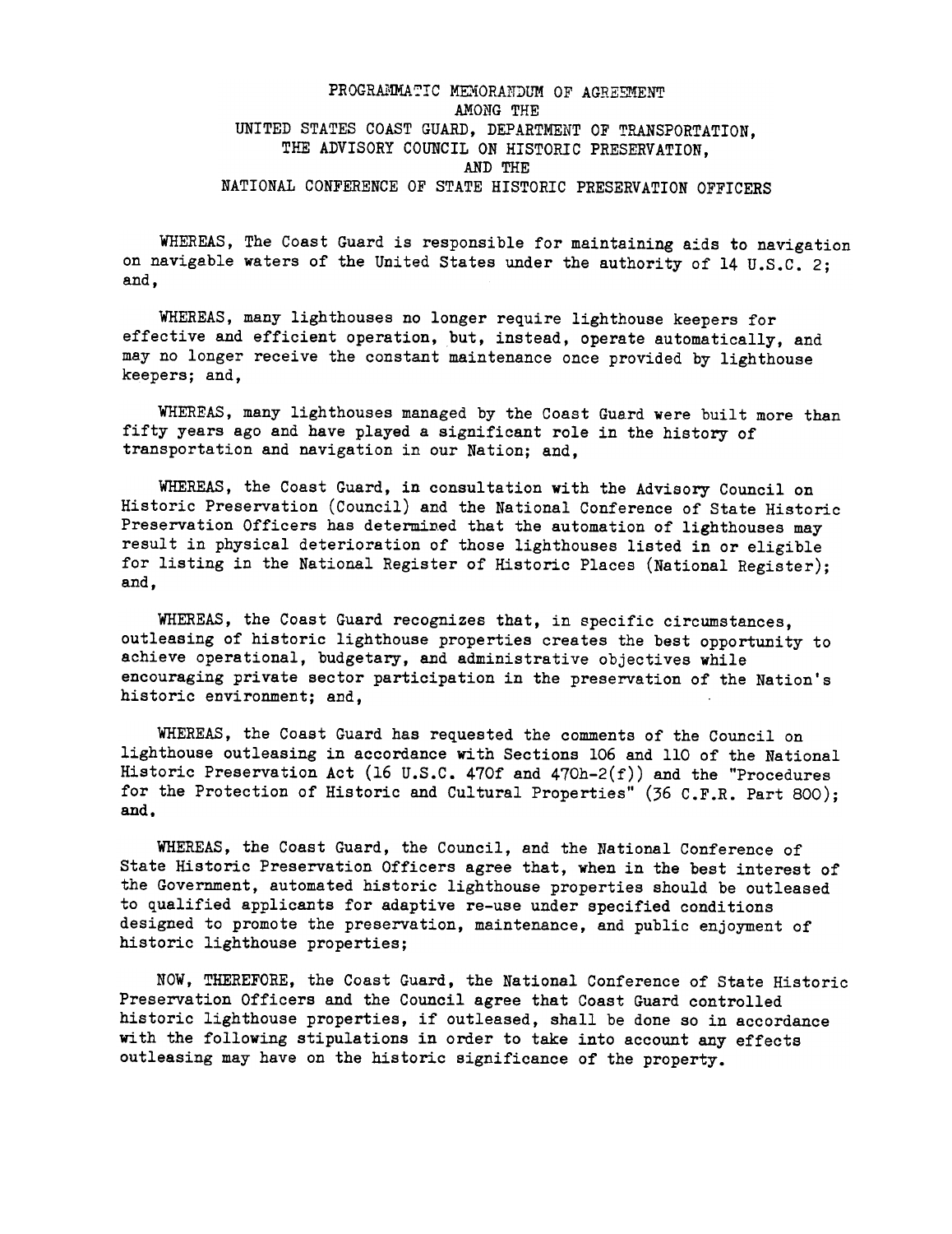# PROGRAMMATIC MEMORANDUM OF AGREEMENT
## AMONG THE
## UNITED STATES COAST GUARD, DEPARTMENT OF TRANSPORTATION,
## THE ADVISORY COUNCIL ON HISTORIC PRESERVATION,
## AND THE
## NATIONAL CONFERENCE OF STATE HISTORIC PRESERVATION OFFICERS

WHEREAS, The Coast Guard is responsible for maintaining aids to navigation on navigable waters of the United States under the authority of 14 U.S.C. 2; and,

WHEREAS, many lighthouses no longer require lighthouse keepers for effective and efficient operation, but, instead, operate automatically, and may no longer receive the constant maintenance once provided by lighthouse keepers; and,

WHEREAS, many lighthouses managed by the Coast Guard were built more than fifty years ago and have played a significant role in the history of transportation and navigation in our Nation; and,

WHEREAS, the Coast Guard, in consultation with the Advisory Council on Historic Preservation (Council) and the National Conference of State Historic Preservation Officers has determined that the automation of lighthouses may result in physical deterioration of those lighthouses listed in or eligible for listing in the National Register of Historic Places (National Register); and,

WHEREAS, the Coast Guard recognizes that, in specific circumstances, outleasing of historic lighthouse properties creates the best opportunity to achieve operational, budgetary, and administrative objectives while encouraging private sector participation in the preservation of the Nation's historic environment; and,

WHEREAS, the Coast Guard has requested the comments of the Council on lighthouse outleasing in accordance with Sections 106 and 110 of the National Historic Preservation Act (16 U.S.C. 470f and 470h-2(f)) and the "Procedures for the Protection of Historic and Cultural Properties" (36 C.F.R. Part 800); and,

WHEREAS, the Coast Guard, the Council, and the National Conference of State Historic Preservation Officers agree that, when in the best interest of the Government, automated historic lighthouse properties should be outleased to qualified applicants for adaptive re-use under specified conditions designed to promote the preservation, maintenance, and public enjoyment of historic lighthouse properties;

NOW, THEREFORE, the Coast Guard, the National Conference of State Historic Preservation Officers and the Council agree that Coast Guard controlled historic lighthouse properties, if outleased, shall be done so in accordance with the following stipulations in order to take into account any effects outleasing may have on the historic significance of the property.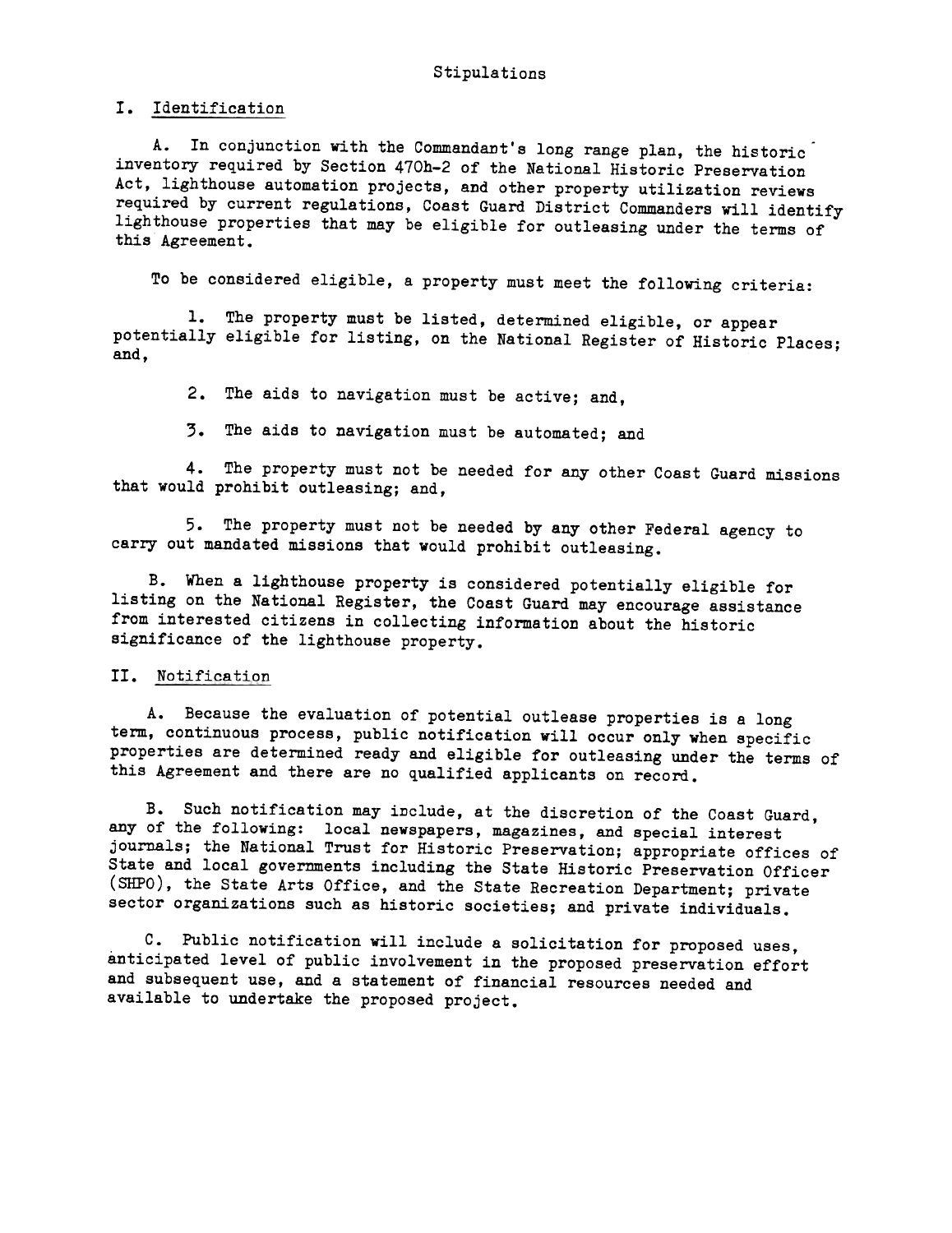# Stipulations

## I. Identification

A. In conjunction with the Commandant's long range plan, the historic inventory required by Section 470h-2 of the National Historic Preservation Act, lighthouse automation projects, and other property utilization reviews required by current regulations, Coast Guard District Commanders will identify lighthouse properties that may be eligible for outleasing under the terms of this Agreement.

To be considered eligible, a property must meet the following criteria:

1. The property must be listed, determined eligible, or appear potentially eligible for listing, on the National Register of Historic Places; and,

2. The aids to navigation must be active; and,

3. The aids to navigation must be automated; and

4. The property must not be needed for any other Coast Guard missions that would prohibit outleasing; and,

5. The property must not be needed by any other Federal agency to carry out mandated missions that would prohibit outleasing.

B. When a lighthouse property is considered potentially eligible for listing on the National Register, the Coast Guard may encourage assistance from interested citizens in collecting information about the historic significance of the lighthouse property.

## II. Notification

A. Because the evaluation of potential outlease properties is a long term, continuous process, public notification will occur only when specific properties are determined ready and eligible for outleasing under the terms of this Agreement and there are no qualified applicants on record.

B. Such notification may include, at the discretion of the Coast Guard, any of the following: local newspapers, magazines, and special interest journals; the National Trust for Historic Preservation; appropriate offices of State and local governments including the State Historic Preservation Officer (SHPO), the State Arts Office, and the State Recreation Department; private sector organizations such as historic societies; and private individuals.

C. Public notification will include a solicitation for proposed uses, anticipated level of public involvement in the proposed preservation effort and subsequent use, and a statement of financial resources needed and available to undertake the proposed project.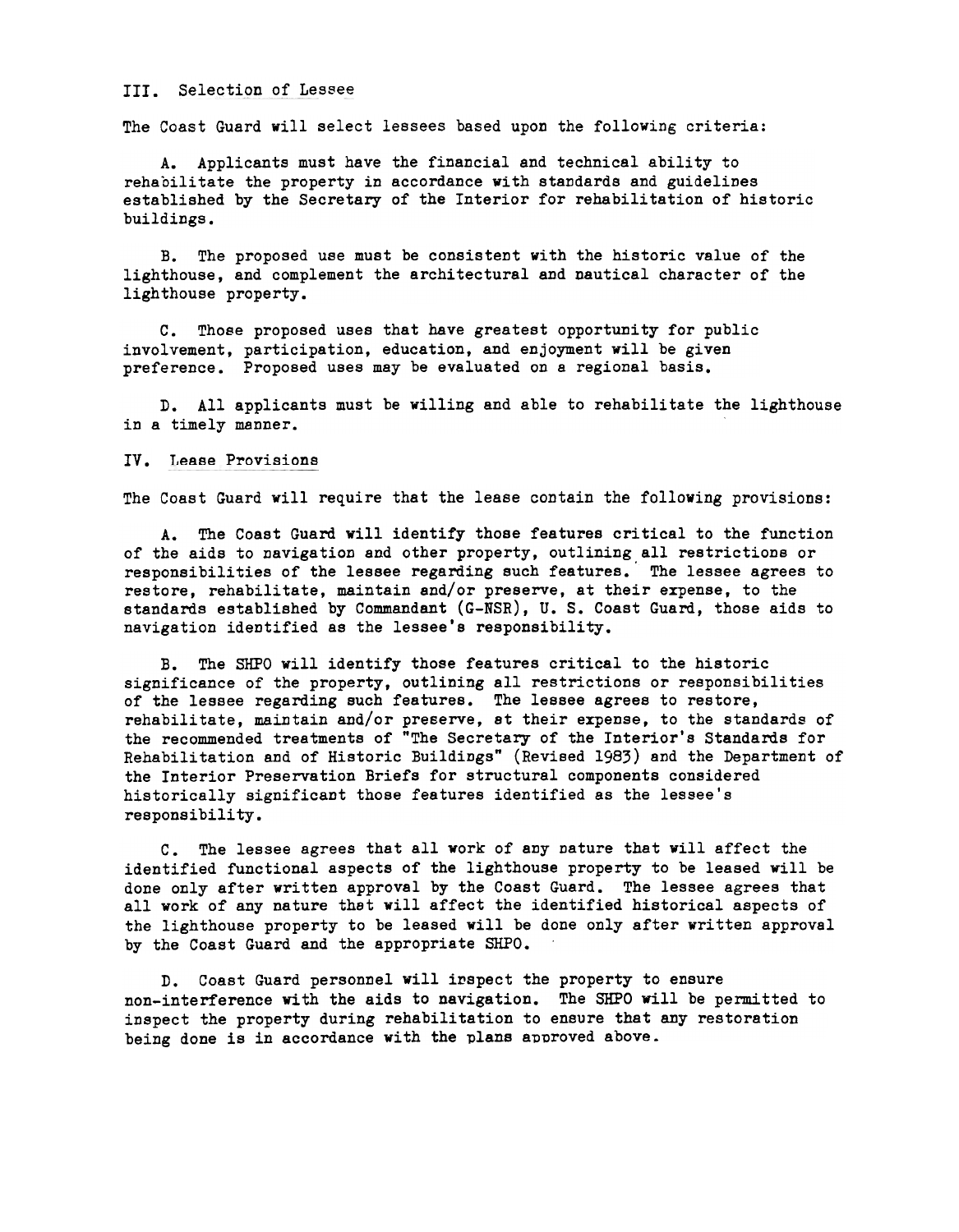## III. Selection of Lessee

The Coast Guard will select lessees based upon the following criteria:

A. Applicants must have the financial and technical ability to rehabilitate the property in accordance with standards and guidelines established by the Secretary of the Interior for rehabilitation of historic buildings.

B. The proposed use must be consistent with the historic value of the lighthouse, and complement the architectural and nautical character of the lighthouse property.

C. Those proposed uses that have greatest opportunity for public involvement, participation, education, and enjoyment will be given preference. Proposed uses may be evaluated on a regional basis.

D. All applicants must be willing and able to rehabilitate the lighthouse in a timely manner.

## IV. Lease Provisions

The Coast Guard will require that the lease contain the following provisions:

A. The Coast Guard will identify those features critical to the function of the aids to navigation and other property, outlining all restrictions or responsibilities of the lessee regarding such features. The lessee agrees to restore, rehabilitate, maintain and/or preserve, at their expense, to the standards established by Commandant (G-NSR), U. S. Coast Guard, those aids to navigation identified as the lessee's responsibility.

B. The SHPO will identify those features critical to the historic significance of the property, outlining all restrictions or responsibilities of the lessee regarding such features. The lessee agrees to restore, rehabilitate, maintain and/or preserve, at their expense, to the standards of the recommended treatments of "The Secretary of the Interior's Standards for Rehabilitation and of Historic Buildings" (Revised 1983) and the Department of the Interior Preservation Briefs for structural components considered historically significant those features identified as the lessee's responsibility.

C. The lessee agrees that all work of any nature that will affect the identified functional aspects of the lighthouse property to be leased will be done only after written approval by the Coast Guard. The lessee agrees that all work of any nature that will affect the identified historical aspects of the lighthouse property to be leased will be done only after written approval by the Coast Guard and the appropriate SHPO.

D. Coast Guard personnel will inspect the property to ensure non-interference with the aids to navigation. The SHPO will be permitted to inspect the property during rehabilitation to ensure that any restoration being done is in accordance with the plans approved above.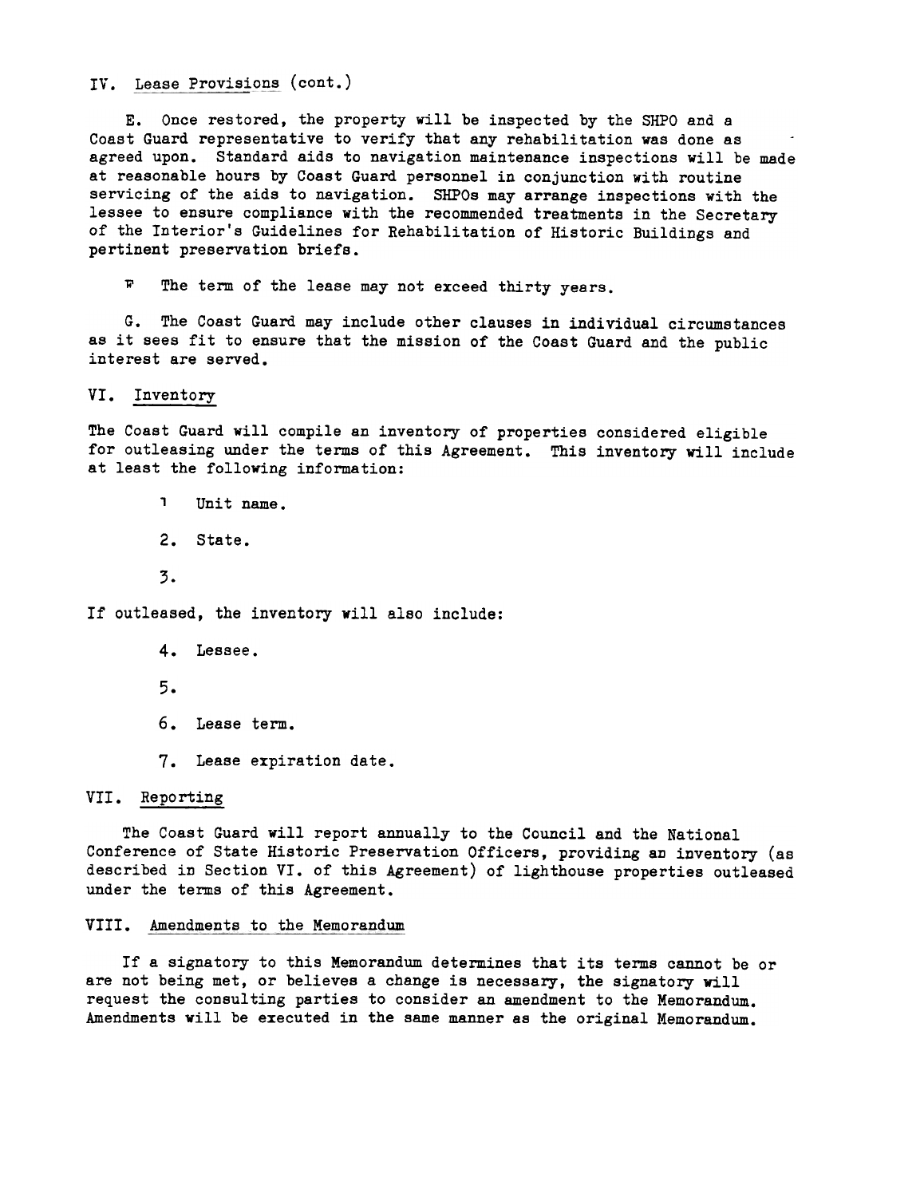IV. Lease Provisions (cont.)

E. Once restored, the property will be inspected by the SHPO and a Coast Guard representative to verify that any rehabilitation was done as agreed upon. Standard aids to navigation maintenance inspections will be made at reasonable hours by Coast Guard personnel in conjunction with routine servicing of the aids to navigation. SHPOs may arrange inspections with the lessee to ensure compliance with the recommended treatments in the Secretary of the Interior's Guidelines for Rehabilitation of Historic Buildings and pertinent preservation briefs.

F The term of the lease may not exceed thirty years.

G. The Coast Guard may include other clauses in individual circumstances as it sees fit to ensure that the mission of the Coast Guard and the public interest are served.

## VI. Inventory

The Coast Guard will compile an inventory of properties considered eligible for outleasing under the terms of this Agreement. This inventory will include at least the following information:

1 Unit name.

2. State.

3.

If outleased, the inventory will also include:

4. Lessee.

5.

6. Lease term.

7. Lease expiration date.

## VII. Reporting

The Coast Guard will report annually to the Council and the National Conference of State Historic Preservation Officers, providing an inventory (as described in Section VI. of this Agreement) of lighthouse properties outleased under the terms of this Agreement.

## VIII. Amendments to the Memorandum

If a signatory to this Memorandum determines that its terms cannot be or are not being met, or believes a change is necessary, the signatory will request the consulting parties to consider an amendment to the Memorandum. Amendments will be executed in the same manner as the original Memorandum.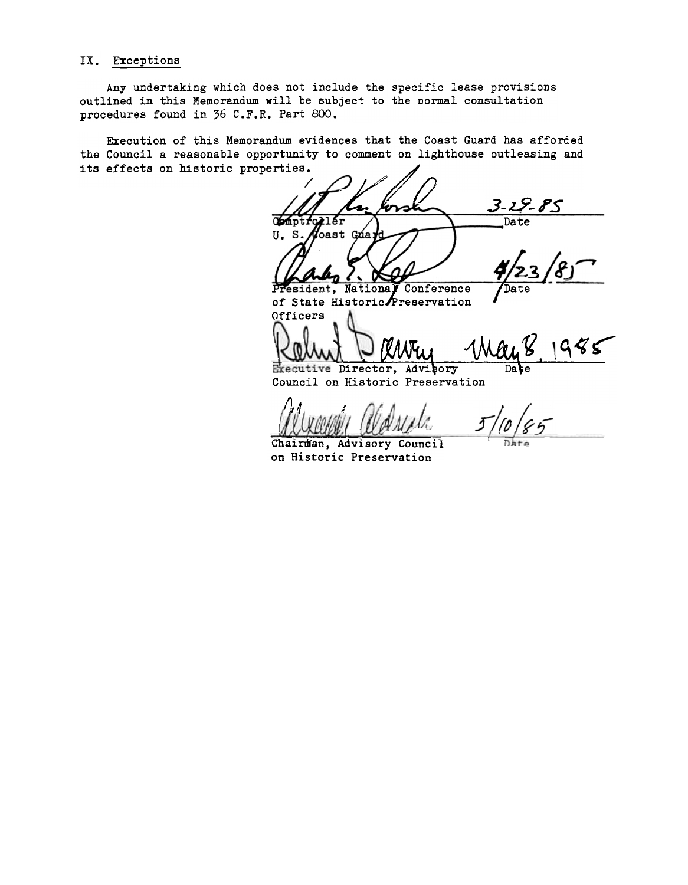## IX. Exceptions

Any undertaking which does not include the specific lease provisions outlined in this Memorandum will be subject to the normal consultation procedures found in 36 C.F.R. Part 800.

Execution of this Memorandum evidences that the Coast Guard has afforded the Council a reasonable opportunity to comment on lighthouse outleasing and its effects on historic properties.

Comptroller, U. S. Coast Guard — Date: 3-29-85

President, National Conference of State Historic Preservation Officers — Date: 4/23/85

Executive Director, Advisory Council on Historic Preservation — Date: May 8, 1985

Chairman, Advisory Council on Historic Preservation — Date: 5/10/85